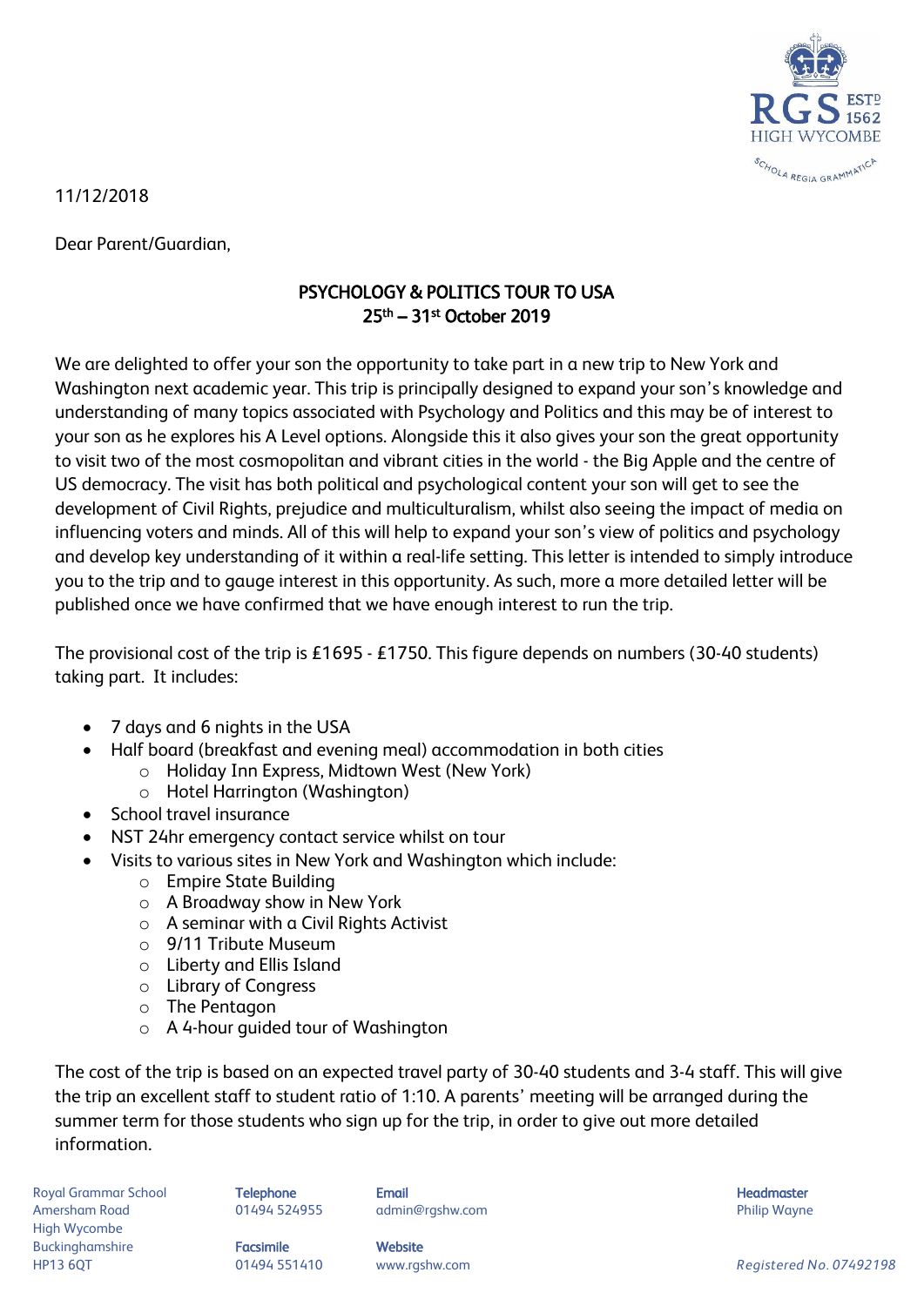11/12/2018

Dear Parent/Guardian,

**PSYCHOLOGY & POLITICS TOUR TO USA**
**25th – 31st October 2019**

We are delighted to offer your son the opportunity to take part in a new trip to New York and Washington next academic year. This trip is principally designed to expand your son's knowledge and understanding of many topics associated with Psychology and Politics and this may be of interest to your son as he explores his A Level options. Alongside this it also gives your son the great opportunity to visit two of the most cosmopolitan and vibrant cities in the world - the Big Apple and the centre of US democracy. The visit has both political and psychological content your son will get to see the development of Civil Rights, prejudice and multiculturalism, whilst also seeing the impact of media on influencing voters and minds. All of this will help to expand your son's view of politics and psychology and develop key understanding of it within a real-life setting. This letter is intended to simply introduce you to the trip and to gauge interest in this opportunity. As such, more a more detailed letter will be published once we have confirmed that we have enough interest to run the trip.

The provisional cost of the trip is £1695 - £1750. This figure depends on numbers (30-40 students) taking part. It includes:

- 7 days and 6 nights in the USA
- Half board (breakfast and evening meal) accommodation in both cities
  - Holiday Inn Express, Midtown West (New York)
  - Hotel Harrington (Washington)
- School travel insurance
- NST 24hr emergency contact service whilst on tour
- Visits to various sites in New York and Washington which include:
  - Empire State Building
  - A Broadway show in New York
  - A seminar with a Civil Rights Activist
  - 9/11 Tribute Museum
  - Liberty and Ellis Island
  - Library of Congress
  - The Pentagon
  - A 4-hour guided tour of Washington

The cost of the trip is based on an expected travel party of 30-40 students and 3-4 staff. This will give the trip an excellent staff to student ratio of 1:10. A parents' meeting will be arranged during the summer term for those students who sign up for the trip, in order to give out more detailed information.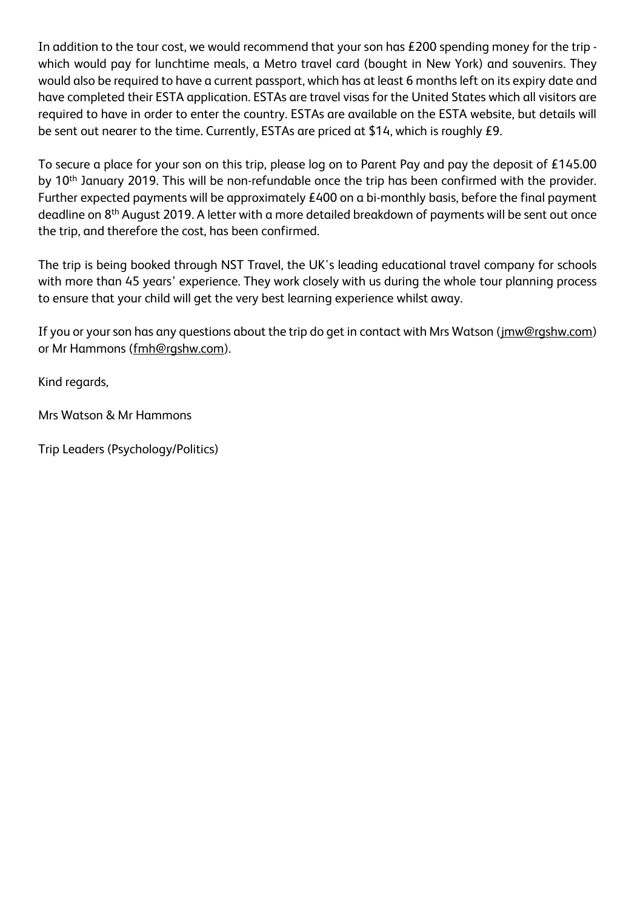In addition to the tour cost, we would recommend that your son has £200 spending money for the trip - which would pay for lunchtime meals, a Metro travel card (bought in New York) and souvenirs. They would also be required to have a current passport, which has at least 6 months left on its expiry date and have completed their ESTA application. ESTAs are travel visas for the United States which all visitors are required to have in order to enter the country. ESTAs are available on the ESTA website, but details will be sent out nearer to the time. Currently, ESTAs are priced at $14, which is roughly £9.

To secure a place for your son on this trip, please log on to Parent Pay and pay the deposit of £145.00 by 10th January 2019. This will be non-refundable once the trip has been confirmed with the provider. Further expected payments will be approximately £400 on a bi-monthly basis, before the final payment deadline on 8th August 2019. A letter with a more detailed breakdown of payments will be sent out once the trip, and therefore the cost, has been confirmed.

The trip is being booked through NST Travel, the UK's leading educational travel company for schools with more than 45 years' experience. They work closely with us during the whole tour planning process to ensure that your child will get the very best learning experience whilst away.

If you or your son has any questions about the trip do get in contact with Mrs Watson (jmw@rgshw.com) or Mr Hammons (fmh@rgshw.com).

Kind regards,

Mrs Watson & Mr Hammons

Trip Leaders (Psychology/Politics)